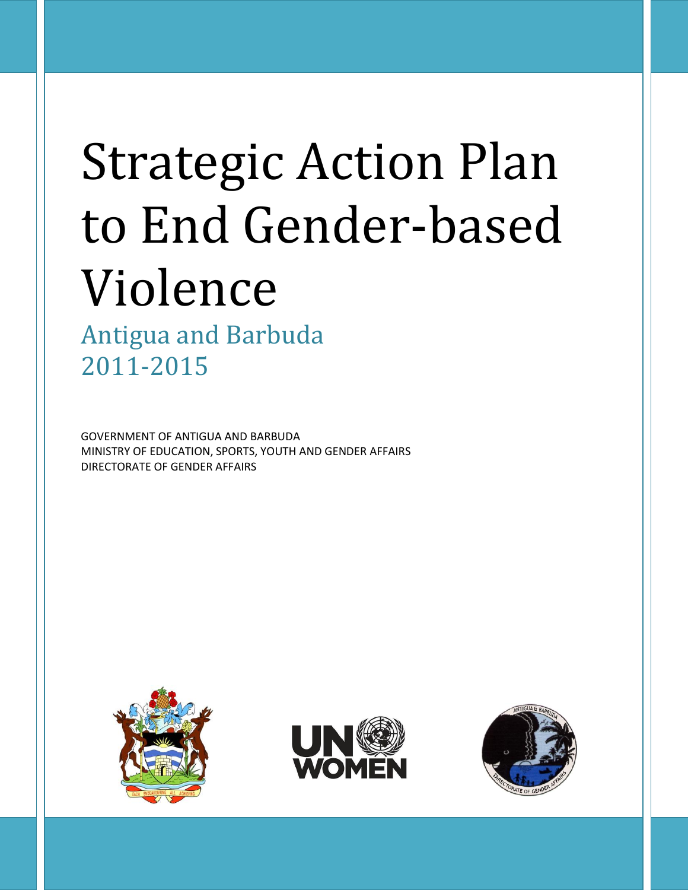# Strategic Action Plan to End Gender-based Violence

## Antigua and Barbuda 2011-2015

GOVERNMENT OF ANTIGUA AND BARBUDA
MINISTRY OF EDUCATION, SPORTS, YOUTH AND GENDER AFFAIRS
DIRECTORATE OF GENDER AFFAIRS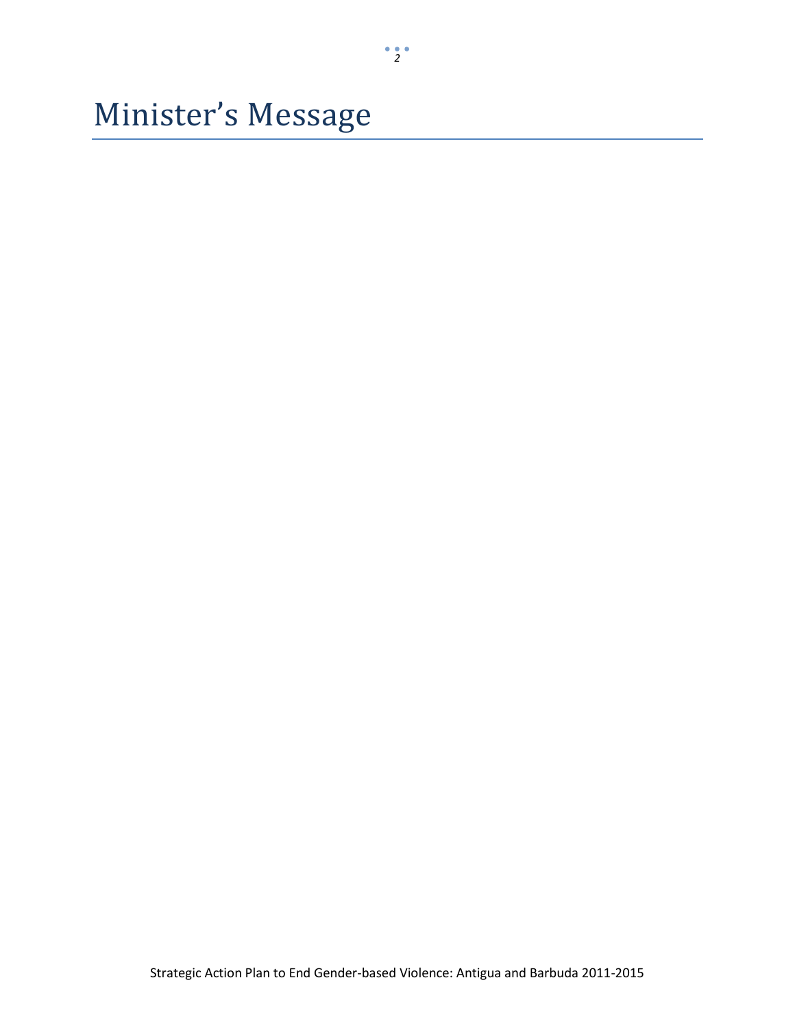# Minister's Message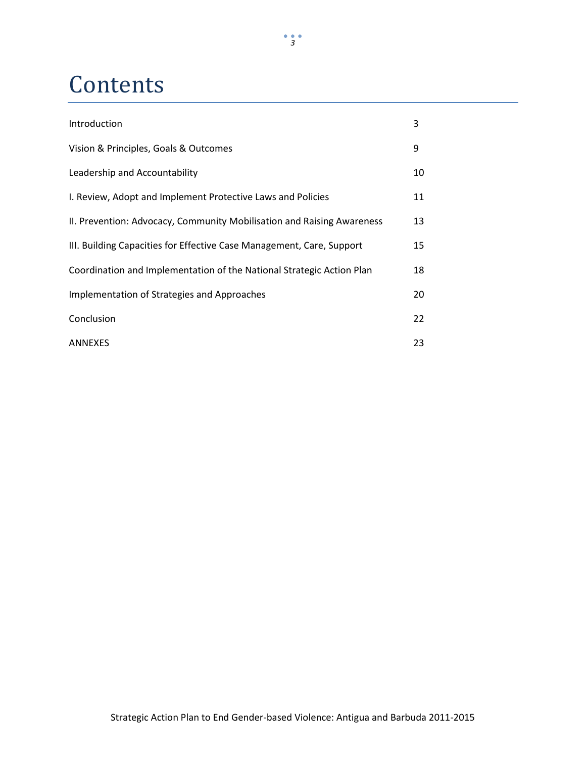# Contents

| | |
|---|---|
| Introduction | 3 |
| Vision & Principles, Goals & Outcomes | 9 |
| Leadership and Accountability | 10 |
| I. Review, Adopt and Implement Protective Laws and Policies | 11 |
| II. Prevention: Advocacy, Community Mobilisation and Raising Awareness | 13 |
| III. Building Capacities for Effective Case Management, Care, Support | 15 |
| Coordination and Implementation of the National Strategic Action Plan | 18 |
| Implementation of Strategies and Approaches | 20 |
| Conclusion | 22 |
| ANNEXES | 23 |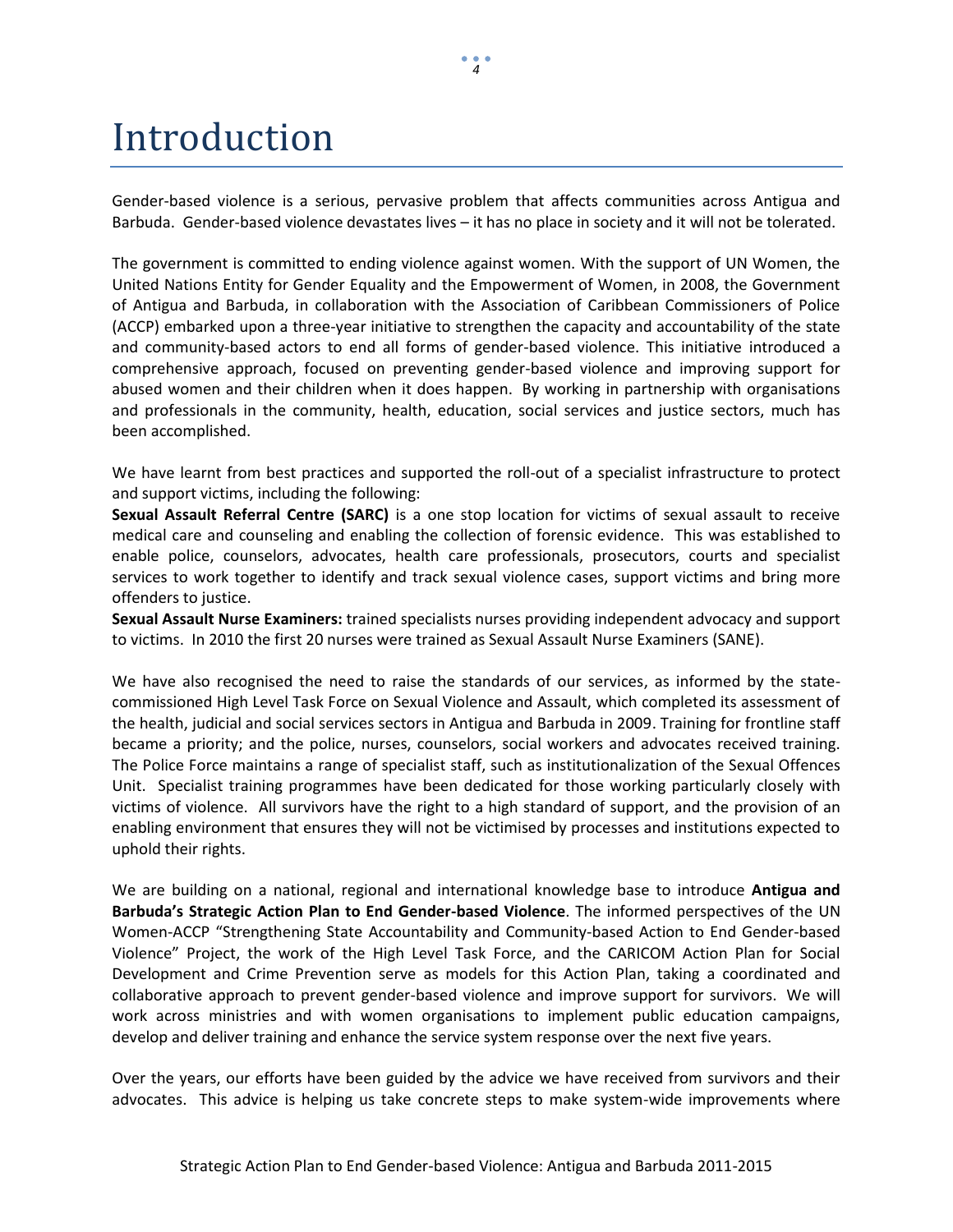# Introduction

Gender-based violence is a serious, pervasive problem that affects communities across Antigua and Barbuda. Gender-based violence devastates lives – it has no place in society and it will not be tolerated.

The government is committed to ending violence against women. With the support of UN Women, the United Nations Entity for Gender Equality and the Empowerment of Women, in 2008, the Government of Antigua and Barbuda, in collaboration with the Association of Caribbean Commissioners of Police (ACCP) embarked upon a three-year initiative to strengthen the capacity and accountability of the state and community-based actors to end all forms of gender-based violence. This initiative introduced a comprehensive approach, focused on preventing gender-based violence and improving support for abused women and their children when it does happen. By working in partnership with organisations and professionals in the community, health, education, social services and justice sectors, much has been accomplished.

We have learnt from best practices and supported the roll-out of a specialist infrastructure to protect and support victims, including the following:

**Sexual Assault Referral Centre (SARC)** is a one stop location for victims of sexual assault to receive medical care and counseling and enabling the collection of forensic evidence. This was established to enable police, counselors, advocates, health care professionals, prosecutors, courts and specialist services to work together to identify and track sexual violence cases, support victims and bring more offenders to justice.

**Sexual Assault Nurse Examiners:** trained specialists nurses providing independent advocacy and support to victims. In 2010 the first 20 nurses were trained as Sexual Assault Nurse Examiners (SANE).

We have also recognised the need to raise the standards of our services, as informed by the state-commissioned High Level Task Force on Sexual Violence and Assault, which completed its assessment of the health, judicial and social services sectors in Antigua and Barbuda in 2009. Training for frontline staff became a priority; and the police, nurses, counselors, social workers and advocates received training. The Police Force maintains a range of specialist staff, such as institutionalization of the Sexual Offences Unit. Specialist training programmes have been dedicated for those working particularly closely with victims of violence. All survivors have the right to a high standard of support, and the provision of an enabling environment that ensures they will not be victimised by processes and institutions expected to uphold their rights.

We are building on a national, regional and international knowledge base to introduce **Antigua and Barbuda's Strategic Action Plan to End Gender-based Violence**. The informed perspectives of the UN Women-ACCP "Strengthening State Accountability and Community-based Action to End Gender-based Violence" Project, the work of the High Level Task Force, and the CARICOM Action Plan for Social Development and Crime Prevention serve as models for this Action Plan, taking a coordinated and collaborative approach to prevent gender-based violence and improve support for survivors. We will work across ministries and with women organisations to implement public education campaigns, develop and deliver training and enhance the service system response over the next five years.

Over the years, our efforts have been guided by the advice we have received from survivors and their advocates. This advice is helping us take concrete steps to make system-wide improvements where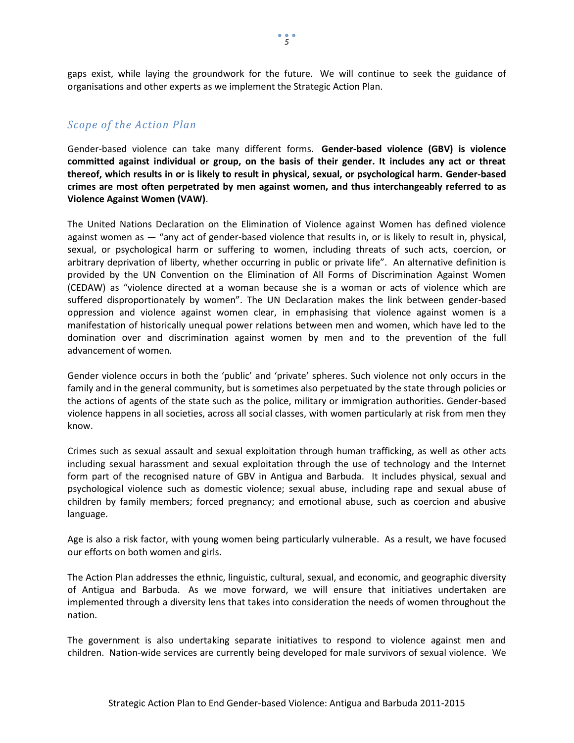gaps exist, while laying the groundwork for the future. We will continue to seek the guidance of organisations and other experts as we implement the Strategic Action Plan.

## *Scope of the Action Plan*

Gender-based violence can take many different forms. **Gender-based violence (GBV) is violence committed against individual or group, on the basis of their gender. It includes any act or threat thereof, which results in or is likely to result in physical, sexual, or psychological harm. Gender-based crimes are most often perpetrated by men against women, and thus interchangeably referred to as Violence Against Women (VAW)**.

The United Nations Declaration on the Elimination of Violence against Women has defined violence against women as — "any act of gender-based violence that results in, or is likely to result in, physical, sexual, or psychological harm or suffering to women, including threats of such acts, coercion, or arbitrary deprivation of liberty, whether occurring in public or private life". An alternative definition is provided by the UN Convention on the Elimination of All Forms of Discrimination Against Women (CEDAW) as "violence directed at a woman because she is a woman or acts of violence which are suffered disproportionately by women". The UN Declaration makes the link between gender-based oppression and violence against women clear, in emphasising that violence against women is a manifestation of historically unequal power relations between men and women, which have led to the domination over and discrimination against women by men and to the prevention of the full advancement of women.

Gender violence occurs in both the 'public' and 'private' spheres. Such violence not only occurs in the family and in the general community, but is sometimes also perpetuated by the state through policies or the actions of agents of the state such as the police, military or immigration authorities. Gender-based violence happens in all societies, across all social classes, with women particularly at risk from men they know.

Crimes such as sexual assault and sexual exploitation through human trafficking, as well as other acts including sexual harassment and sexual exploitation through the use of technology and the Internet form part of the recognised nature of GBV in Antigua and Barbuda. It includes physical, sexual and psychological violence such as domestic violence; sexual abuse, including rape and sexual abuse of children by family members; forced pregnancy; and emotional abuse, such as coercion and abusive language.

Age is also a risk factor, with young women being particularly vulnerable. As a result, we have focused our efforts on both women and girls.

The Action Plan addresses the ethnic, linguistic, cultural, sexual, and economic, and geographic diversity of Antigua and Barbuda. As we move forward, we will ensure that initiatives undertaken are implemented through a diversity lens that takes into consideration the needs of women throughout the nation.

The government is also undertaking separate initiatives to respond to violence against men and children. Nation-wide services are currently being developed for male survivors of sexual violence. We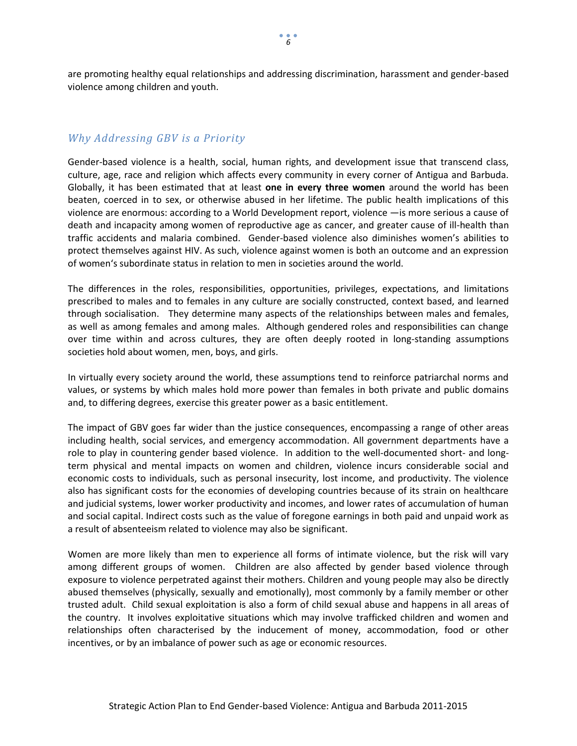are promoting healthy equal relationships and addressing discrimination, harassment and gender-based violence among children and youth.

## *Why Addressing GBV is a Priority*

Gender-based violence is a health, social, human rights, and development issue that transcend class, culture, age, race and religion which affects every community in every corner of Antigua and Barbuda. Globally, it has been estimated that at least **one in every three women** around the world has been beaten, coerced in to sex, or otherwise abused in her lifetime. The public health implications of this violence are enormous: according to a World Development report, violence —is more serious a cause of death and incapacity among women of reproductive age as cancer, and greater cause of ill-health than traffic accidents and malaria combined. Gender-based violence also diminishes women's abilities to protect themselves against HIV. As such, violence against women is both an outcome and an expression of women's subordinate status in relation to men in societies around the world.

The differences in the roles, responsibilities, opportunities, privileges, expectations, and limitations prescribed to males and to females in any culture are socially constructed, context based, and learned through socialisation. They determine many aspects of the relationships between males and females, as well as among females and among males. Although gendered roles and responsibilities can change over time within and across cultures, they are often deeply rooted in long-standing assumptions societies hold about women, men, boys, and girls.

In virtually every society around the world, these assumptions tend to reinforce patriarchal norms and values, or systems by which males hold more power than females in both private and public domains and, to differing degrees, exercise this greater power as a basic entitlement.

The impact of GBV goes far wider than the justice consequences, encompassing a range of other areas including health, social services, and emergency accommodation. All government departments have a role to play in countering gender based violence. In addition to the well-documented short- and long-term physical and mental impacts on women and children, violence incurs considerable social and economic costs to individuals, such as personal insecurity, lost income, and productivity. The violence also has significant costs for the economies of developing countries because of its strain on healthcare and judicial systems, lower worker productivity and incomes, and lower rates of accumulation of human and social capital. Indirect costs such as the value of foregone earnings in both paid and unpaid work as a result of absenteeism related to violence may also be significant.

Women are more likely than men to experience all forms of intimate violence, but the risk will vary among different groups of women. Children are also affected by gender based violence through exposure to violence perpetrated against their mothers. Children and young people may also be directly abused themselves (physically, sexually and emotionally), most commonly by a family member or other trusted adult. Child sexual exploitation is also a form of child sexual abuse and happens in all areas of the country. It involves exploitative situations which may involve trafficked children and women and relationships often characterised by the inducement of money, accommodation, food or other incentives, or by an imbalance of power such as age or economic resources.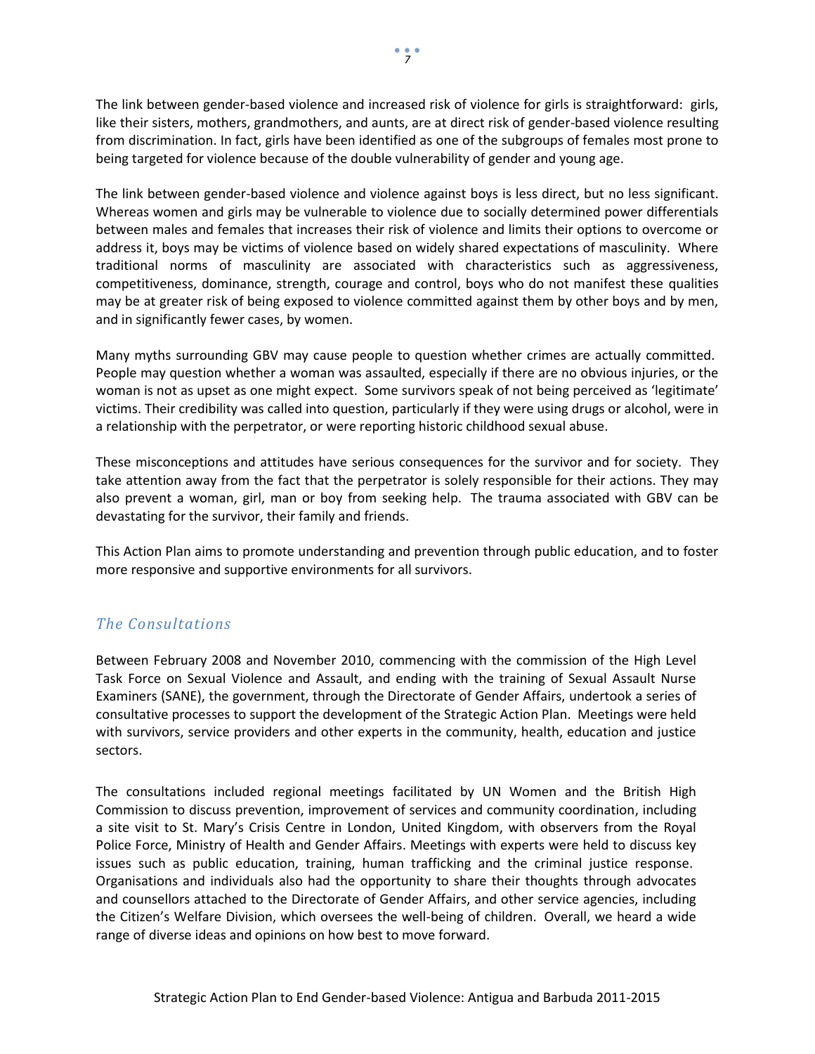The link between gender-based violence and increased risk of violence for girls is straightforward: girls, like their sisters, mothers, grandmothers, and aunts, are at direct risk of gender-based violence resulting from discrimination. In fact, girls have been identified as one of the subgroups of females most prone to being targeted for violence because of the double vulnerability of gender and young age.

The link between gender-based violence and violence against boys is less direct, but no less significant. Whereas women and girls may be vulnerable to violence due to socially determined power differentials between males and females that increases their risk of violence and limits their options to overcome or address it, boys may be victims of violence based on widely shared expectations of masculinity. Where traditional norms of masculinity are associated with characteristics such as aggressiveness, competitiveness, dominance, strength, courage and control, boys who do not manifest these qualities may be at greater risk of being exposed to violence committed against them by other boys and by men, and in significantly fewer cases, by women.

Many myths surrounding GBV may cause people to question whether crimes are actually committed. People may question whether a woman was assaulted, especially if there are no obvious injuries, or the woman is not as upset as one might expect. Some survivors speak of not being perceived as 'legitimate' victims. Their credibility was called into question, particularly if they were using drugs or alcohol, were in a relationship with the perpetrator, or were reporting historic childhood sexual abuse.

These misconceptions and attitudes have serious consequences for the survivor and for society. They take attention away from the fact that the perpetrator is solely responsible for their actions. They may also prevent a woman, girl, man or boy from seeking help. The trauma associated with GBV can be devastating for the survivor, their family and friends.

This Action Plan aims to promote understanding and prevention through public education, and to foster more responsive and supportive environments for all survivors.

## *The Consultations*

Between February 2008 and November 2010, commencing with the commission of the High Level Task Force on Sexual Violence and Assault, and ending with the training of Sexual Assault Nurse Examiners (SANE), the government, through the Directorate of Gender Affairs, undertook a series of consultative processes to support the development of the Strategic Action Plan. Meetings were held with survivors, service providers and other experts in the community, health, education and justice sectors.

The consultations included regional meetings facilitated by UN Women and the British High Commission to discuss prevention, improvement of services and community coordination, including a site visit to St. Mary's Crisis Centre in London, United Kingdom, with observers from the Royal Police Force, Ministry of Health and Gender Affairs. Meetings with experts were held to discuss key issues such as public education, training, human trafficking and the criminal justice response. Organisations and individuals also had the opportunity to share their thoughts through advocates and counsellors attached to the Directorate of Gender Affairs, and other service agencies, including the Citizen's Welfare Division, which oversees the well-being of children. Overall, we heard a wide range of diverse ideas and opinions on how best to move forward.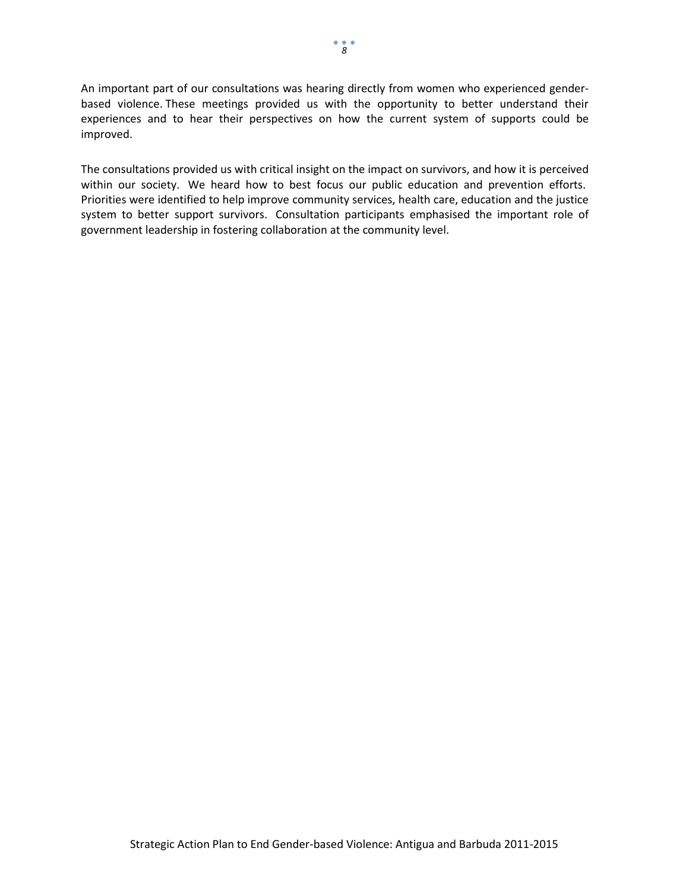An important part of our consultations was hearing directly from women who experienced gender-based violence. These meetings provided us with the opportunity to better understand their experiences and to hear their perspectives on how the current system of supports could be improved.

The consultations provided us with critical insight on the impact on survivors, and how it is perceived within our society. We heard how to best focus our public education and prevention efforts. Priorities were identified to help improve community services, health care, education and the justice system to better support survivors. Consultation participants emphasised the important role of government leadership in fostering collaboration at the community level.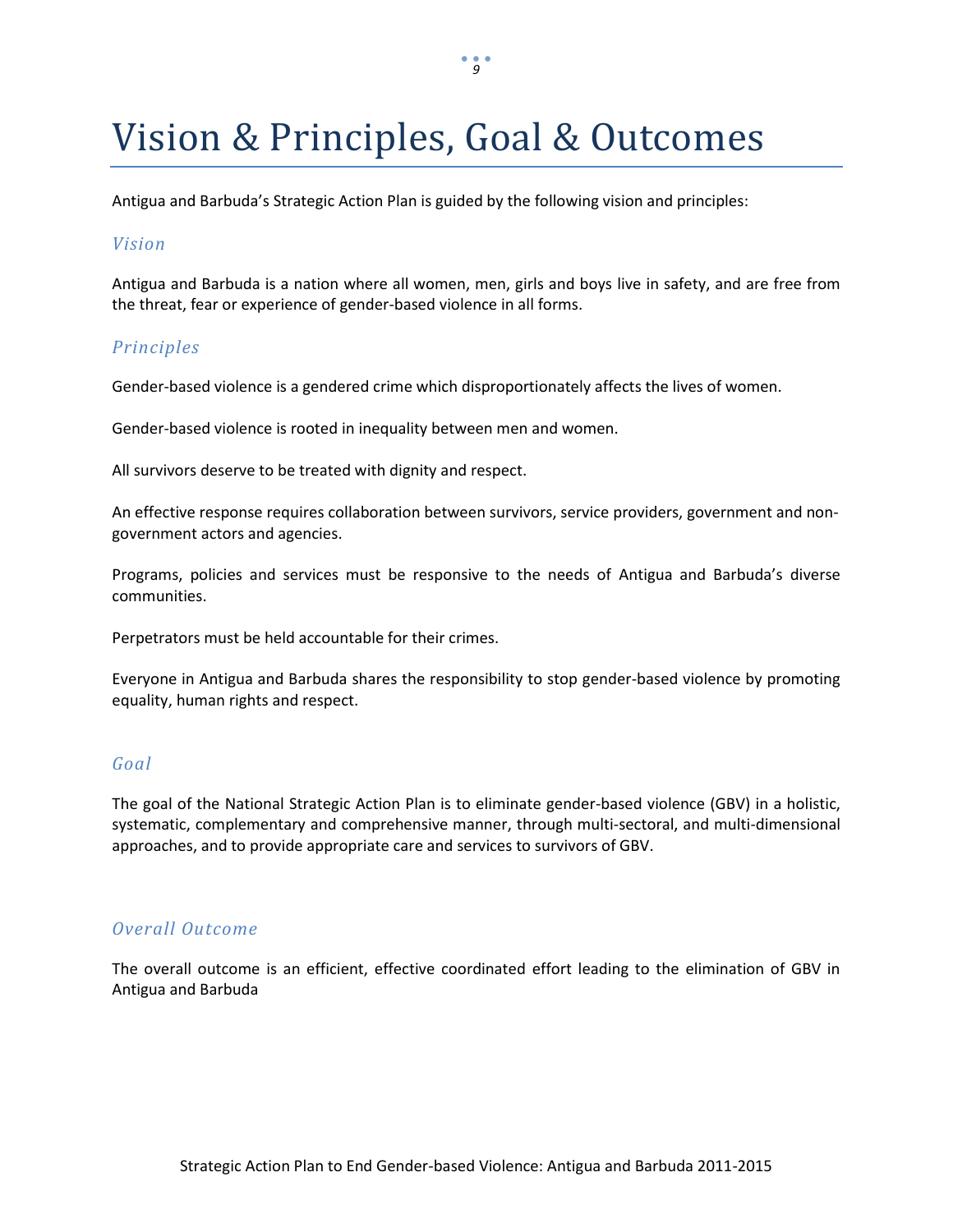# Vision & Principles, Goal & Outcomes

Antigua and Barbuda's Strategic Action Plan is guided by the following vision and principles:

## *Vision*

Antigua and Barbuda is a nation where all women, men, girls and boys live in safety, and are free from the threat, fear or experience of gender-based violence in all forms.

## *Principles*

Gender-based violence is a gendered crime which disproportionately affects the lives of women.

Gender-based violence is rooted in inequality between men and women.

All survivors deserve to be treated with dignity and respect.

An effective response requires collaboration between survivors, service providers, government and non-government actors and agencies.

Programs, policies and services must be responsive to the needs of Antigua and Barbuda's diverse communities.

Perpetrators must be held accountable for their crimes.

Everyone in Antigua and Barbuda shares the responsibility to stop gender-based violence by promoting equality, human rights and respect.

## *Goal*

The goal of the National Strategic Action Plan is to eliminate gender-based violence (GBV) in a holistic, systematic, complementary and comprehensive manner, through multi-sectoral, and multi-dimensional approaches, and to provide appropriate care and services to survivors of GBV.

## *Overall Outcome*

The overall outcome is an efficient, effective coordinated effort leading to the elimination of GBV in Antigua and Barbuda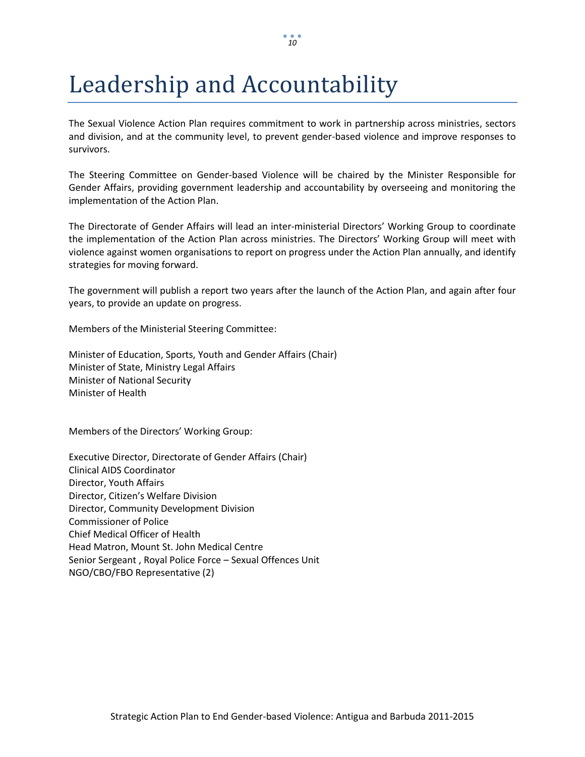# Leadership and Accountability

The Sexual Violence Action Plan requires commitment to work in partnership across ministries, sectors and division, and at the community level, to prevent gender-based violence and improve responses to survivors.

The Steering Committee on Gender-based Violence will be chaired by the Minister Responsible for Gender Affairs, providing government leadership and accountability by overseeing and monitoring the implementation of the Action Plan.

The Directorate of Gender Affairs will lead an inter-ministerial Directors' Working Group to coordinate the implementation of the Action Plan across ministries. The Directors' Working Group will meet with violence against women organisations to report on progress under the Action Plan annually, and identify strategies for moving forward.

The government will publish a report two years after the launch of the Action Plan, and again after four years, to provide an update on progress.

Members of the Ministerial Steering Committee:

Minister of Education, Sports, Youth and Gender Affairs (Chair)
Minister of State, Ministry Legal Affairs
Minister of National Security
Minister of Health

Members of the Directors' Working Group:

Executive Director, Directorate of Gender Affairs (Chair)
Clinical AIDS Coordinator
Director, Youth Affairs
Director, Citizen's Welfare Division
Director, Community Development Division
Commissioner of Police
Chief Medical Officer of Health
Head Matron, Mount St. John Medical Centre
Senior Sergeant , Royal Police Force – Sexual Offences Unit
NGO/CBO/FBO Representative (2)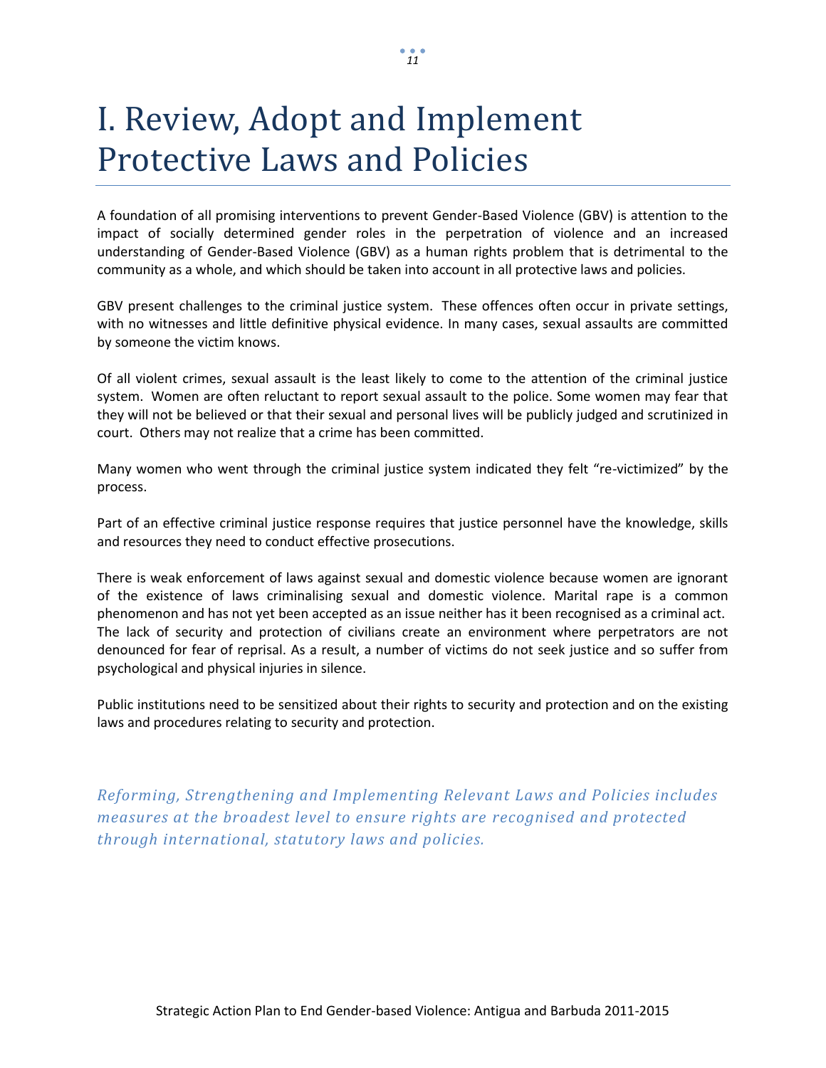# I. Review, Adopt and Implement Protective Laws and Policies

A foundation of all promising interventions to prevent Gender-Based Violence (GBV) is attention to the impact of socially determined gender roles in the perpetration of violence and an increased understanding of Gender-Based Violence (GBV) as a human rights problem that is detrimental to the community as a whole, and which should be taken into account in all protective laws and policies.

GBV present challenges to the criminal justice system. These offences often occur in private settings, with no witnesses and little definitive physical evidence. In many cases, sexual assaults are committed by someone the victim knows.

Of all violent crimes, sexual assault is the least likely to come to the attention of the criminal justice system. Women are often reluctant to report sexual assault to the police. Some women may fear that they will not be believed or that their sexual and personal lives will be publicly judged and scrutinized in court. Others may not realize that a crime has been committed.

Many women who went through the criminal justice system indicated they felt "re-victimized" by the process.

Part of an effective criminal justice response requires that justice personnel have the knowledge, skills and resources they need to conduct effective prosecutions.

There is weak enforcement of laws against sexual and domestic violence because women are ignorant of the existence of laws criminalising sexual and domestic violence. Marital rape is a common phenomenon and has not yet been accepted as an issue neither has it been recognised as a criminal act. The lack of security and protection of civilians create an environment where perpetrators are not denounced for fear of reprisal. As a result, a number of victims do not seek justice and so suffer from psychological and physical injuries in silence.

Public institutions need to be sensitized about their rights to security and protection and on the existing laws and procedures relating to security and protection.

*Reforming, Strengthening and Implementing Relevant Laws and Policies includes measures at the broadest level to ensure rights are recognised and protected through international, statutory laws and policies.*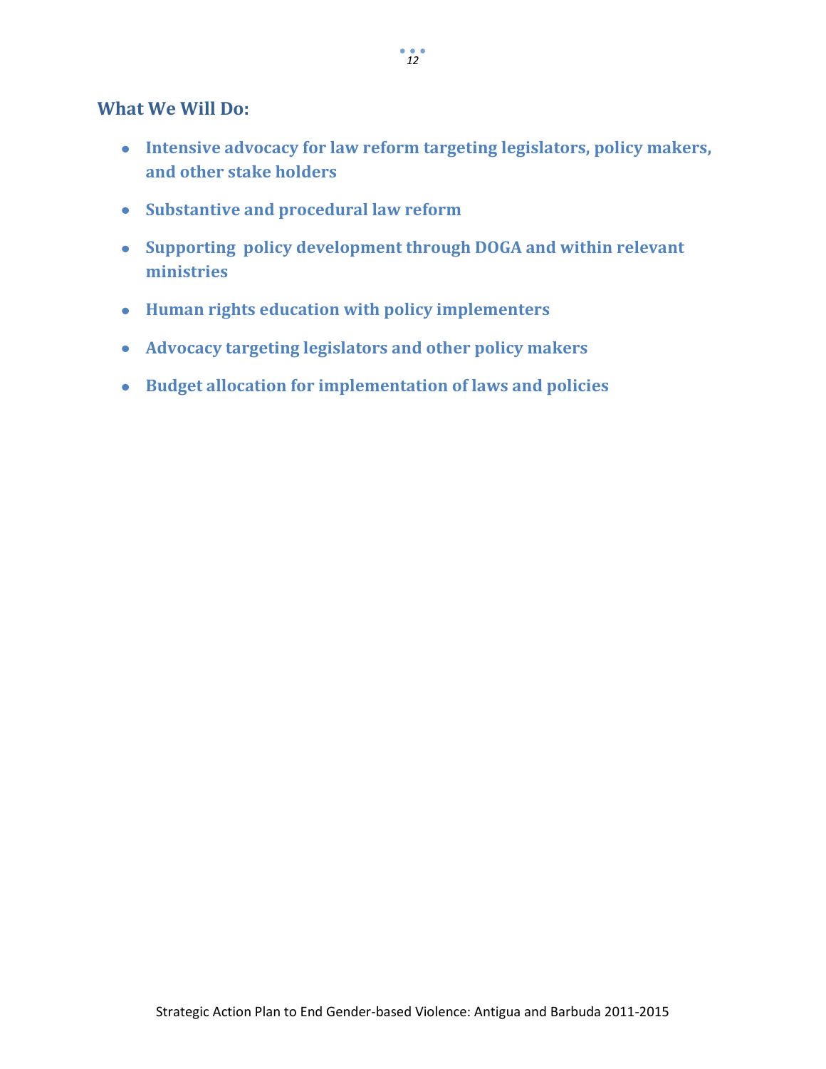### What We Will Do:

- **Intensive advocacy for law reform targeting legislators, policy makers, and other stake holders**
- **Substantive and procedural law reform**
- **Supporting  policy development through DOGA and within relevant ministries**
- **Human rights education with policy implementers**
- **Advocacy targeting legislators and other policy makers**
- **Budget allocation for implementation of laws and policies**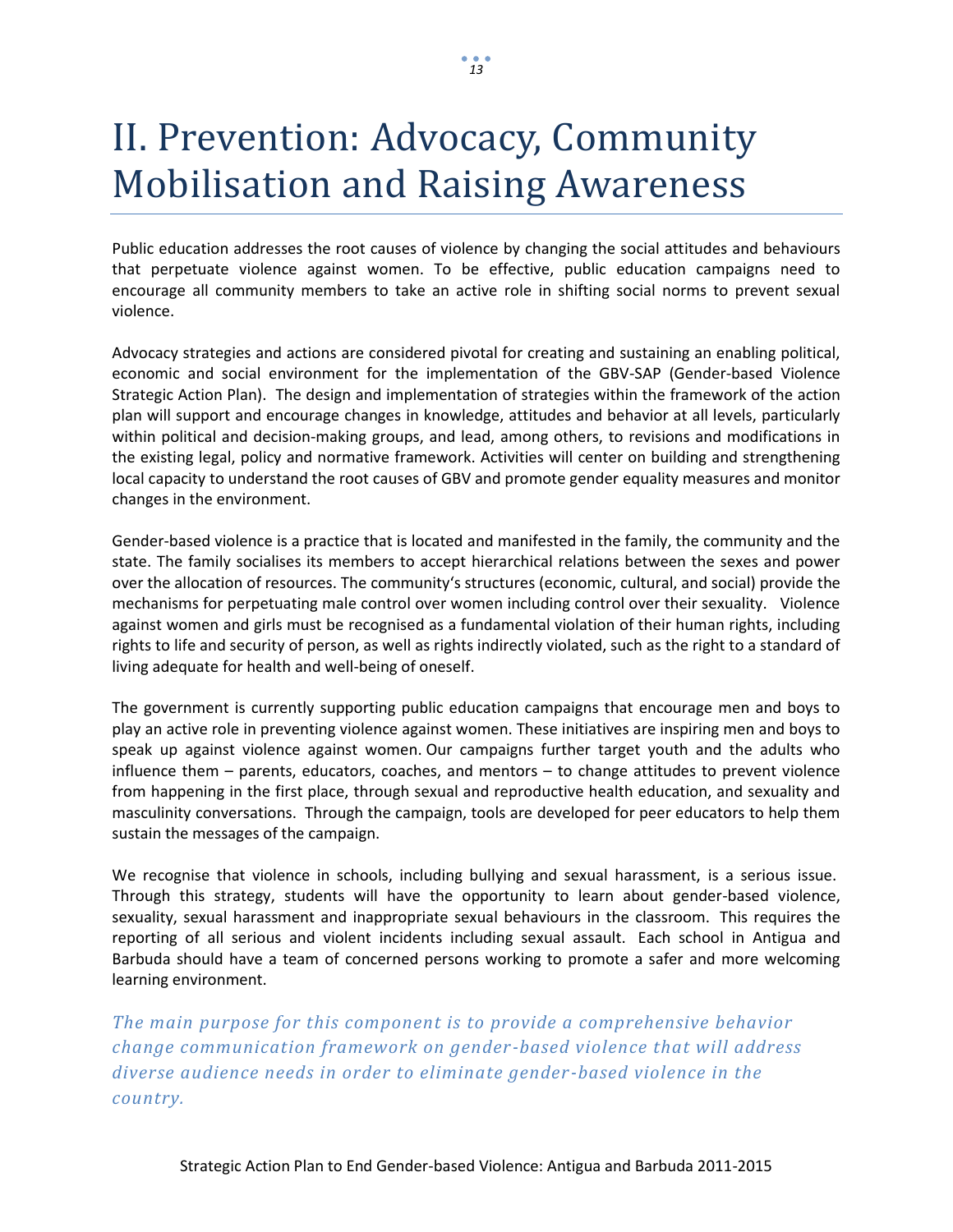# II. Prevention: Advocacy, Community Mobilisation and Raising Awareness

Public education addresses the root causes of violence by changing the social attitudes and behaviours that perpetuate violence against women. To be effective, public education campaigns need to encourage all community members to take an active role in shifting social norms to prevent sexual violence.

Advocacy strategies and actions are considered pivotal for creating and sustaining an enabling political, economic and social environment for the implementation of the GBV-SAP (Gender-based Violence Strategic Action Plan). The design and implementation of strategies within the framework of the action plan will support and encourage changes in knowledge, attitudes and behavior at all levels, particularly within political and decision-making groups, and lead, among others, to revisions and modifications in the existing legal, policy and normative framework. Activities will center on building and strengthening local capacity to understand the root causes of GBV and promote gender equality measures and monitor changes in the environment.

Gender-based violence is a practice that is located and manifested in the family, the community and the state. The family socialises its members to accept hierarchical relations between the sexes and power over the allocation of resources. The community's structures (economic, cultural, and social) provide the mechanisms for perpetuating male control over women including control over their sexuality. Violence against women and girls must be recognised as a fundamental violation of their human rights, including rights to life and security of person, as well as rights indirectly violated, such as the right to a standard of living adequate for health and well-being of oneself.

The government is currently supporting public education campaigns that encourage men and boys to play an active role in preventing violence against women. These initiatives are inspiring men and boys to speak up against violence against women. Our campaigns further target youth and the adults who influence them – parents, educators, coaches, and mentors – to change attitudes to prevent violence from happening in the first place, through sexual and reproductive health education, and sexuality and masculinity conversations. Through the campaign, tools are developed for peer educators to help them sustain the messages of the campaign.

We recognise that violence in schools, including bullying and sexual harassment, is a serious issue. Through this strategy, students will have the opportunity to learn about gender-based violence, sexuality, sexual harassment and inappropriate sexual behaviours in the classroom. This requires the reporting of all serious and violent incidents including sexual assault. Each school in Antigua and Barbuda should have a team of concerned persons working to promote a safer and more welcoming learning environment.

*The main purpose for this component is to provide a comprehensive behavior change communication framework on gender-based violence that will address diverse audience needs in order to eliminate gender-based violence in the country.*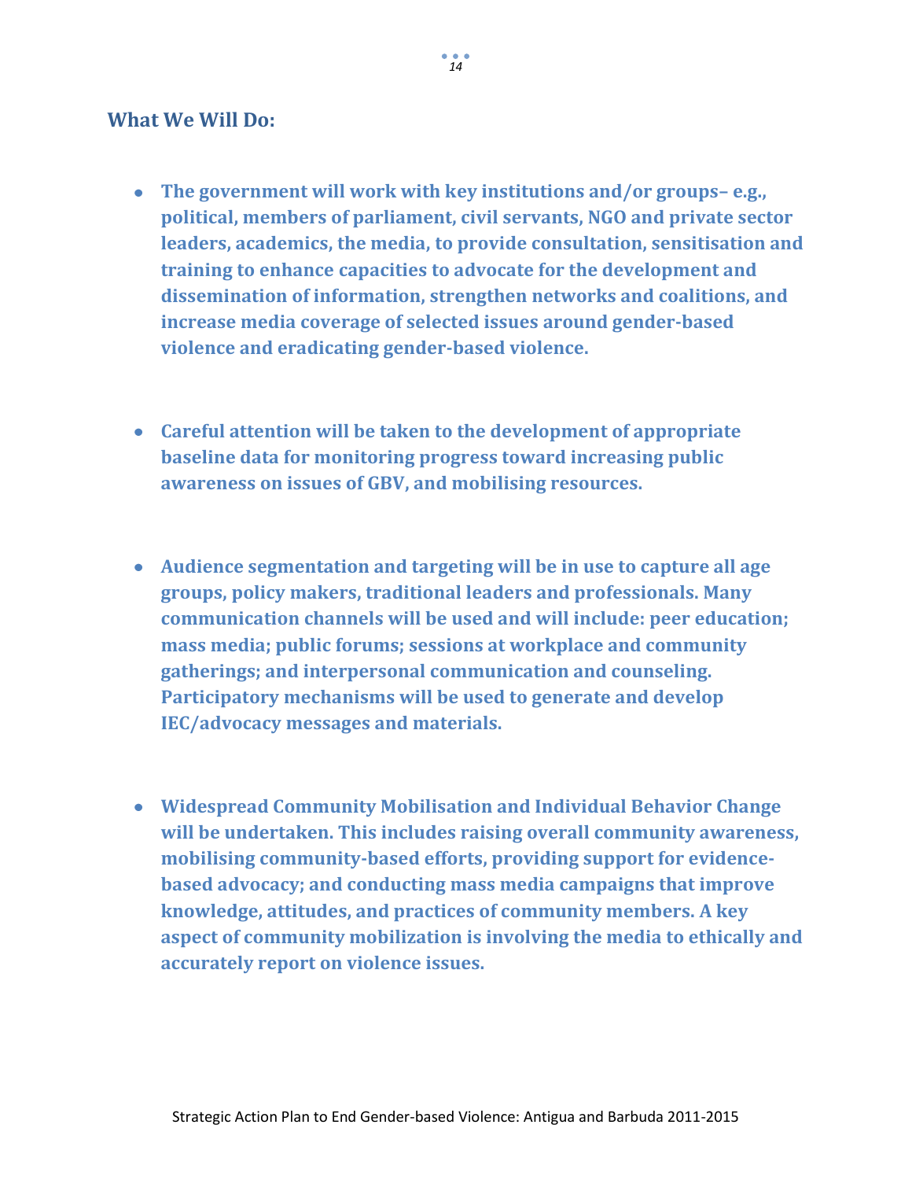## What We Will Do:

- **The government will work with key institutions and/or groups– e.g., political, members of parliament, civil servants, NGO and private sector leaders, academics, the media, to provide consultation, sensitisation and training to enhance capacities to advocate for the development and dissemination of information, strengthen networks and coalitions, and increase media coverage of selected issues around gender-based violence and eradicating gender-based violence.**

- **Careful attention will be taken to the development of appropriate baseline data for monitoring progress toward increasing public awareness on issues of GBV, and mobilising resources.**

- **Audience segmentation and targeting will be in use to capture all age groups, policy makers, traditional leaders and professionals. Many communication channels will be used and will include: peer education; mass media; public forums; sessions at workplace and community gatherings; and interpersonal communication and counseling. Participatory mechanisms will be used to generate and develop IEC/advocacy messages and materials.**

- **Widespread Community Mobilisation and Individual Behavior Change will be undertaken. This includes raising overall community awareness, mobilising community-based efforts, providing support for evidence-based advocacy; and conducting mass media campaigns that improve knowledge, attitudes, and practices of community members. A key aspect of community mobilization is involving the media to ethically and accurately report on violence issues.**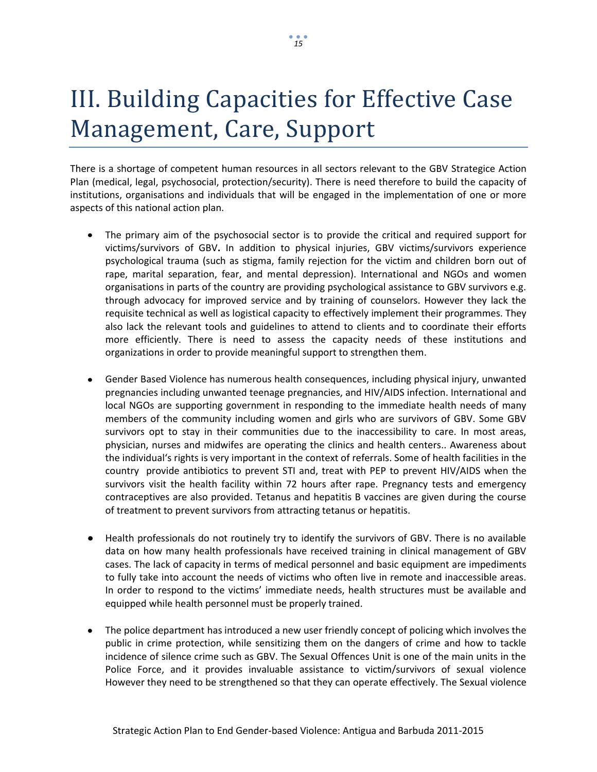# III. Building Capacities for Effective Case Management, Care, Support

There is a shortage of competent human resources in all sectors relevant to the GBV Strategice Action Plan (medical, legal, psychosocial, protection/security). There is need therefore to build the capacity of institutions, organisations and individuals that will be engaged in the implementation of one or more aspects of this national action plan.

- The primary aim of the psychosocial sector is to provide the critical and required support for victims/survivors of GBV**.** In addition to physical injuries, GBV victims/survivors experience psychological trauma (such as stigma, family rejection for the victim and children born out of rape, marital separation, fear, and mental depression). International and NGOs and women organisations in parts of the country are providing psychological assistance to GBV survivors e.g. through advocacy for improved service and by training of counselors. However they lack the requisite technical as well as logistical capacity to effectively implement their programmes. They also lack the relevant tools and guidelines to attend to clients and to coordinate their efforts more efficiently. There is need to assess the capacity needs of these institutions and organizations in order to provide meaningful support to strengthen them.

- Gender Based Violence has numerous health consequences, including physical injury, unwanted pregnancies including unwanted teenage pregnancies, and HIV/AIDS infection. International and local NGOs are supporting government in responding to the immediate health needs of many members of the community including women and girls who are survivors of GBV. Some GBV survivors opt to stay in their communities due to the inaccessibility to care. In most areas, physician, nurses and midwifes are operating the clinics and health centers.. Awareness about the individual's rights is very important in the context of referrals. Some of health facilities in the country provide antibiotics to prevent STI and, treat with PEP to prevent HIV/AIDS when the survivors visit the health facility within 72 hours after rape. Pregnancy tests and emergency contraceptives are also provided. Tetanus and hepatitis B vaccines are given during the course of treatment to prevent survivors from attracting tetanus or hepatitis.

- Health professionals do not routinely try to identify the survivors of GBV. There is no available data on how many health professionals have received training in clinical management of GBV cases. The lack of capacity in terms of medical personnel and basic equipment are impediments to fully take into account the needs of victims who often live in remote and inaccessible areas. In order to respond to the victims' immediate needs, health structures must be available and equipped while health personnel must be properly trained.

- The police department has introduced a new user friendly concept of policing which involves the public in crime protection, while sensitizing them on the dangers of crime and how to tackle incidence of silence crime such as GBV. The Sexual Offences Unit is one of the main units in the Police Force, and it provides invaluable assistance to victim/survivors of sexual violence However they need to be strengthened so that they can operate effectively. The Sexual violence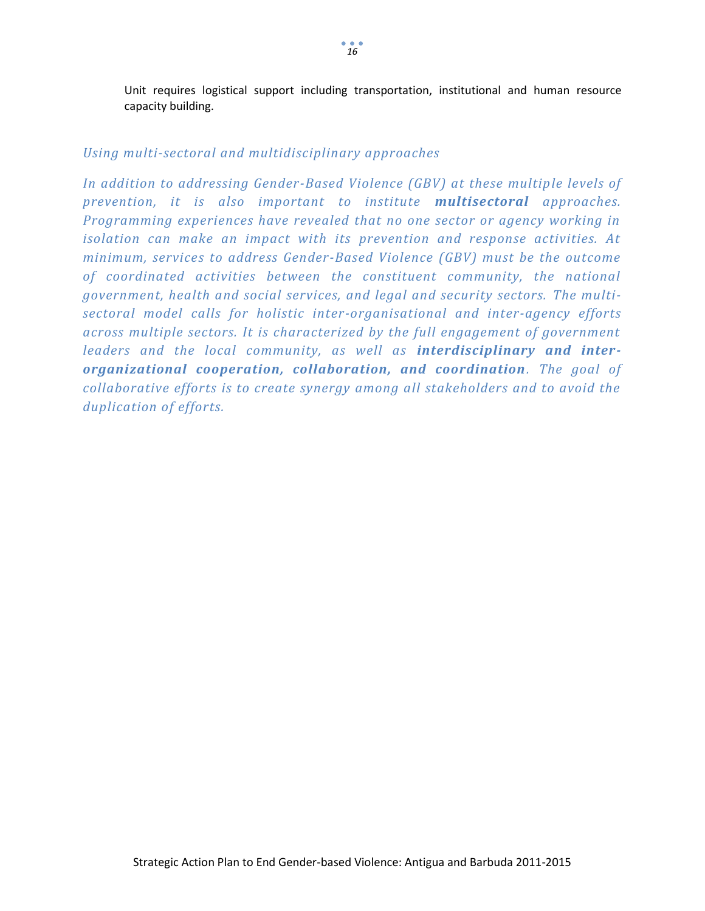Unit requires logistical support including transportation, institutional and human resource capacity building.

### *Using multi-sectoral and multidisciplinary approaches*

*In addition to addressing Gender-Based Violence (GBV) at these multiple levels of prevention, it is also important to institute* ***multisectoral*** *approaches. Programming experiences have revealed that no one sector or agency working in isolation can make an impact with its prevention and response activities. At minimum, services to address Gender-Based Violence (GBV) must be the outcome of coordinated activities between the constituent community, the national government, health and social services, and legal and security sectors. The multi-sectoral model calls for holistic inter-organisational and inter-agency efforts across multiple sectors. It is characterized by the full engagement of government leaders and the local community, as well as* ***interdisciplinary and inter-organizational cooperation, collaboration, and coordination****. The goal of collaborative efforts is to create synergy among all stakeholders and to avoid the duplication of efforts.*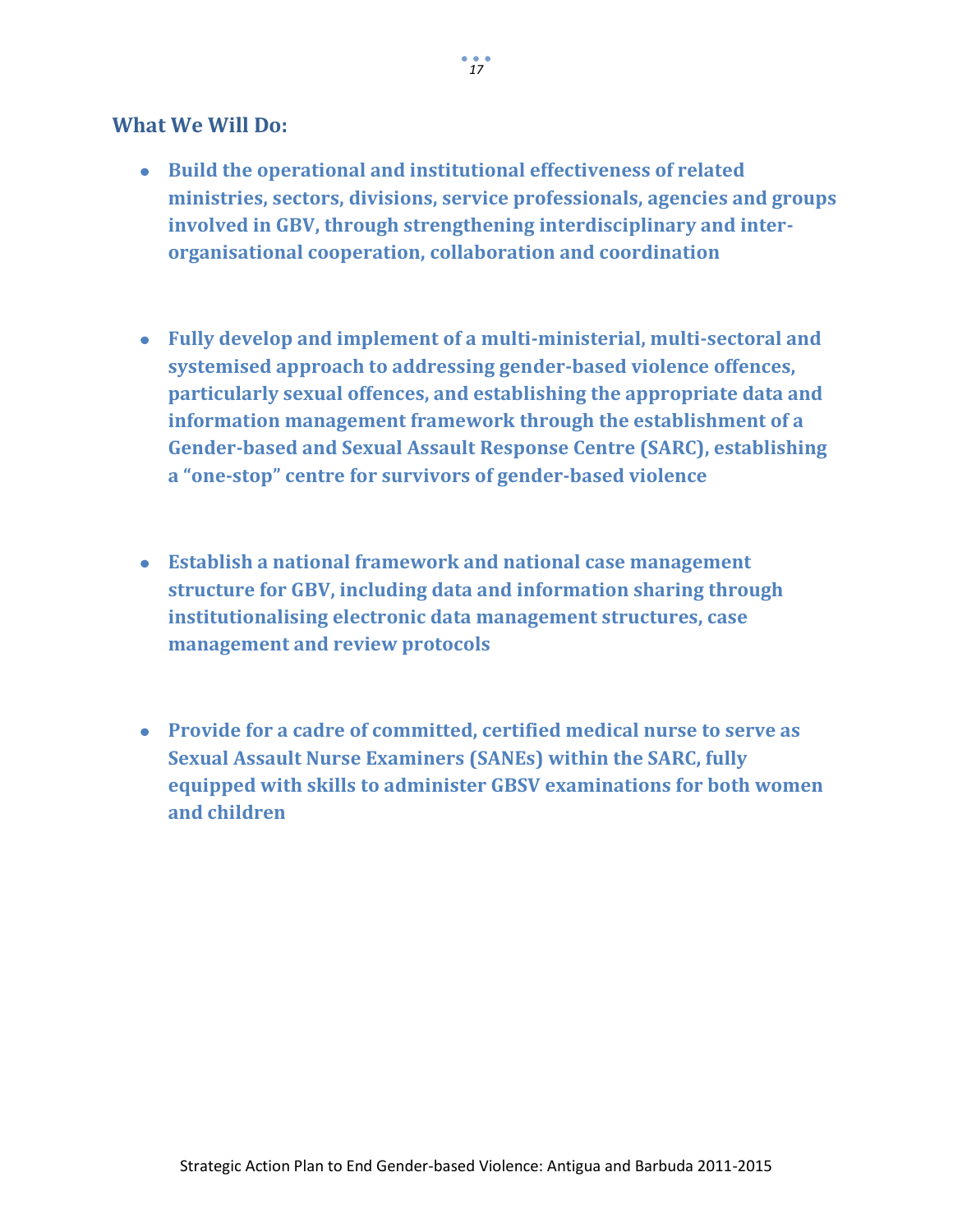### What We Will Do:

- **Build the operational and institutional effectiveness of related ministries, sectors, divisions, service professionals, agencies and groups involved in GBV, through strengthening interdisciplinary and inter-organisational cooperation, collaboration and coordination**

- **Fully develop and implement of a multi-ministerial, multi-sectoral and systemised approach to addressing gender-based violence offences, particularly sexual offences, and establishing the appropriate data and information management framework through the establishment of a Gender-based and Sexual Assault Response Centre (SARC), establishing a "one-stop" centre for survivors of gender-based violence**

- **Establish a national framework and national case management structure for GBV, including data and information sharing through institutionalising electronic data management structures, case management and review protocols**

- **Provide for a cadre of committed, certified medical nurse to serve as Sexual Assault Nurse Examiners (SANEs) within the SARC, fully equipped with skills to administer GBSV examinations for both women and children**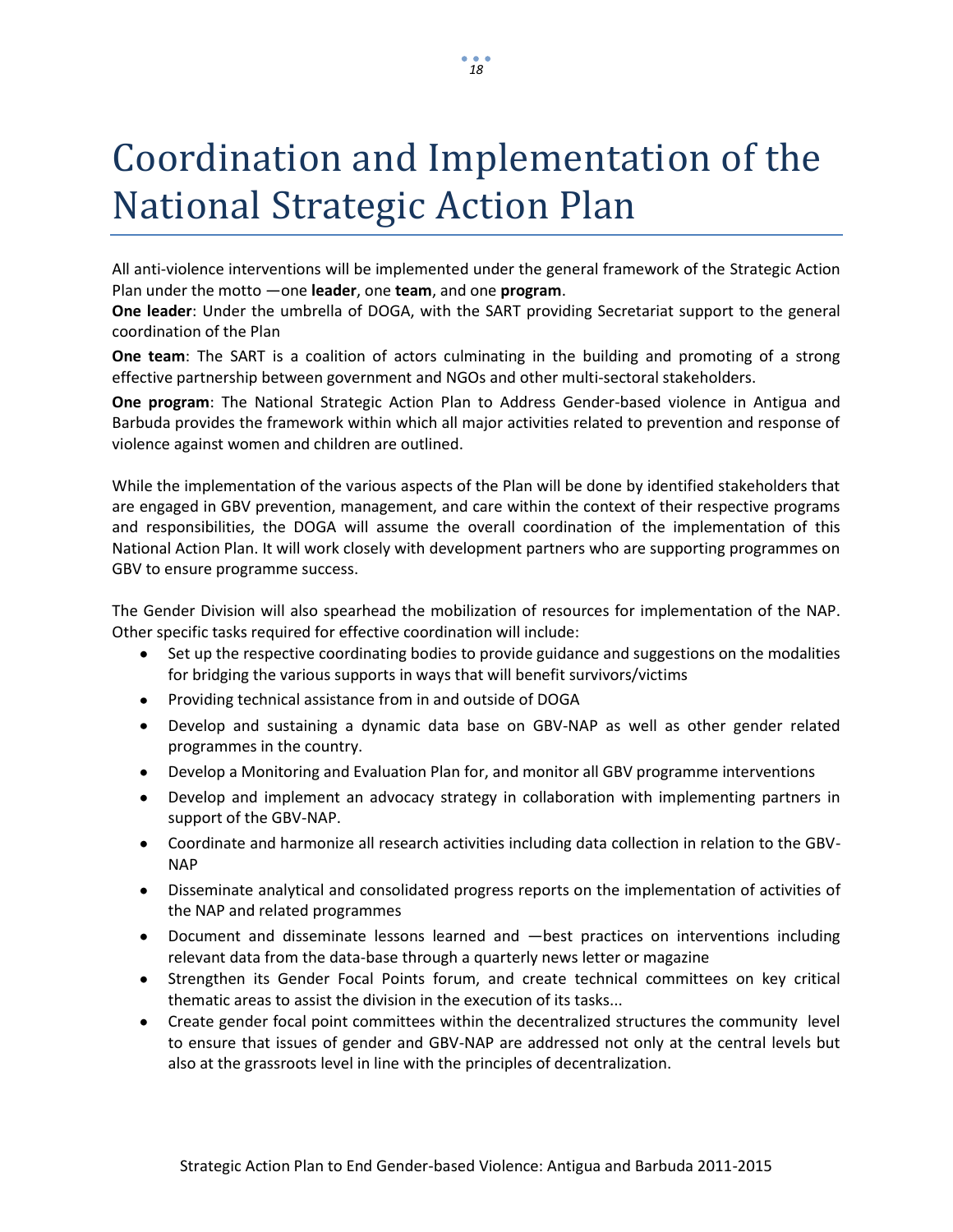# Coordination and Implementation of the National Strategic Action Plan

All anti-violence interventions will be implemented under the general framework of the Strategic Action Plan under the motto —one **leader**, one **team**, and one **program**.

**One leader**: Under the umbrella of DOGA, with the SART providing Secretariat support to the general coordination of the Plan

**One team**: The SART is a coalition of actors culminating in the building and promoting of a strong effective partnership between government and NGOs and other multi-sectoral stakeholders.

**One program**: The National Strategic Action Plan to Address Gender-based violence in Antigua and Barbuda provides the framework within which all major activities related to prevention and response of violence against women and children are outlined.

While the implementation of the various aspects of the Plan will be done by identified stakeholders that are engaged in GBV prevention, management, and care within the context of their respective programs and responsibilities, the DOGA will assume the overall coordination of the implementation of this National Action Plan. It will work closely with development partners who are supporting programmes on GBV to ensure programme success.

The Gender Division will also spearhead the mobilization of resources for implementation of the NAP. Other specific tasks required for effective coordination will include:

- Set up the respective coordinating bodies to provide guidance and suggestions on the modalities for bridging the various supports in ways that will benefit survivors/victims
- Providing technical assistance from in and outside of DOGA
- Develop and sustaining a dynamic data base on GBV-NAP as well as other gender related programmes in the country.
- Develop a Monitoring and Evaluation Plan for, and monitor all GBV programme interventions
- Develop and implement an advocacy strategy in collaboration with implementing partners in support of the GBV-NAP.
- Coordinate and harmonize all research activities including data collection in relation to the GBV-NAP
- Disseminate analytical and consolidated progress reports on the implementation of activities of the NAP and related programmes
- Document and disseminate lessons learned and —best practices on interventions including relevant data from the data-base through a quarterly news letter or magazine
- Strengthen its Gender Focal Points forum, and create technical committees on key critical thematic areas to assist the division in the execution of its tasks...
- Create gender focal point committees within the decentralized structures the community level to ensure that issues of gender and GBV-NAP are addressed not only at the central levels but also at the grassroots level in line with the principles of decentralization.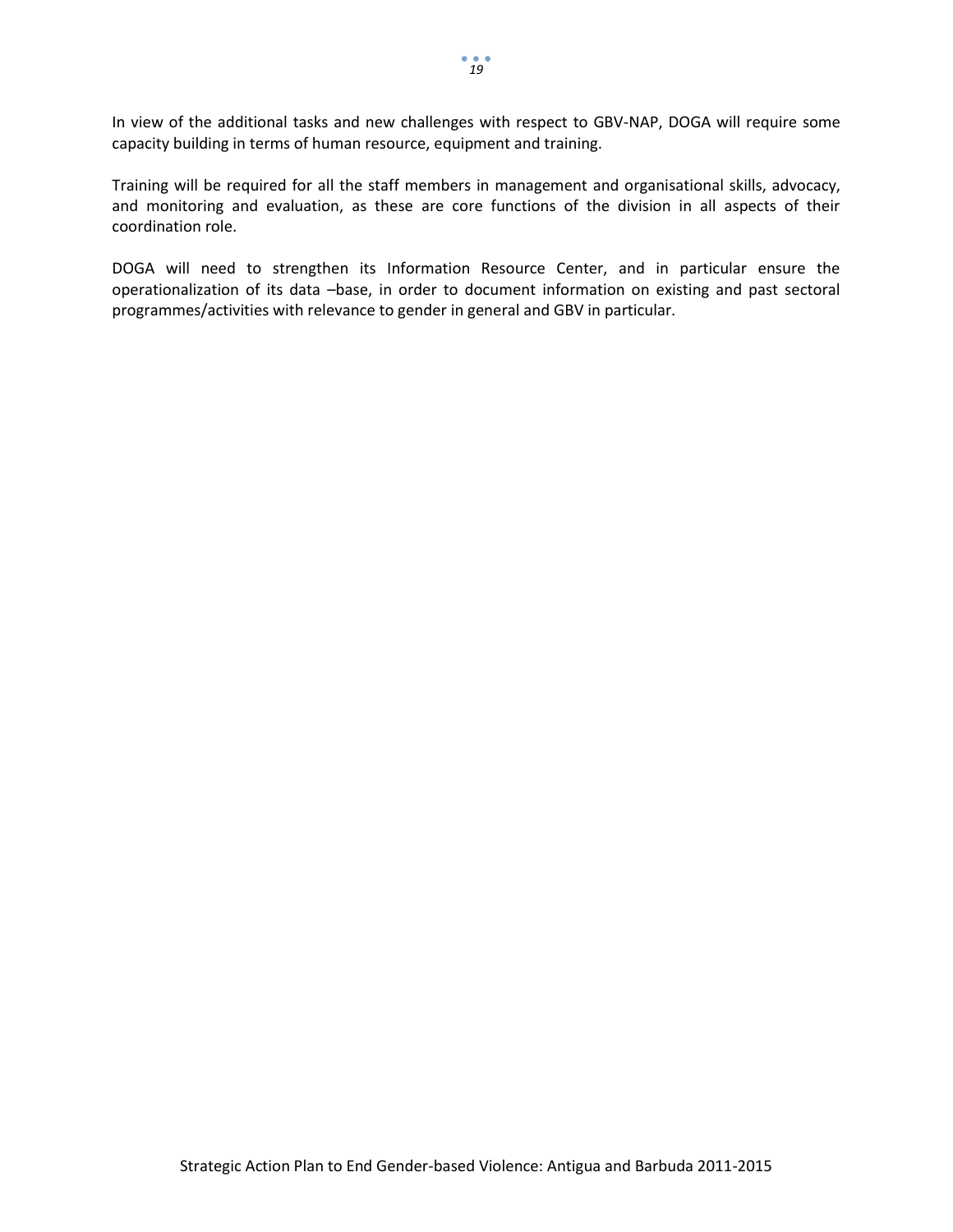In view of the additional tasks and new challenges with respect to GBV-NAP, DOGA will require some capacity building in terms of human resource, equipment and training.

Training will be required for all the staff members in management and organisational skills, advocacy, and monitoring and evaluation, as these are core functions of the division in all aspects of their coordination role.

DOGA will need to strengthen its Information Resource Center, and in particular ensure the operationalization of its data –base, in order to document information on existing and past sectoral programmes/activities with relevance to gender in general and GBV in particular.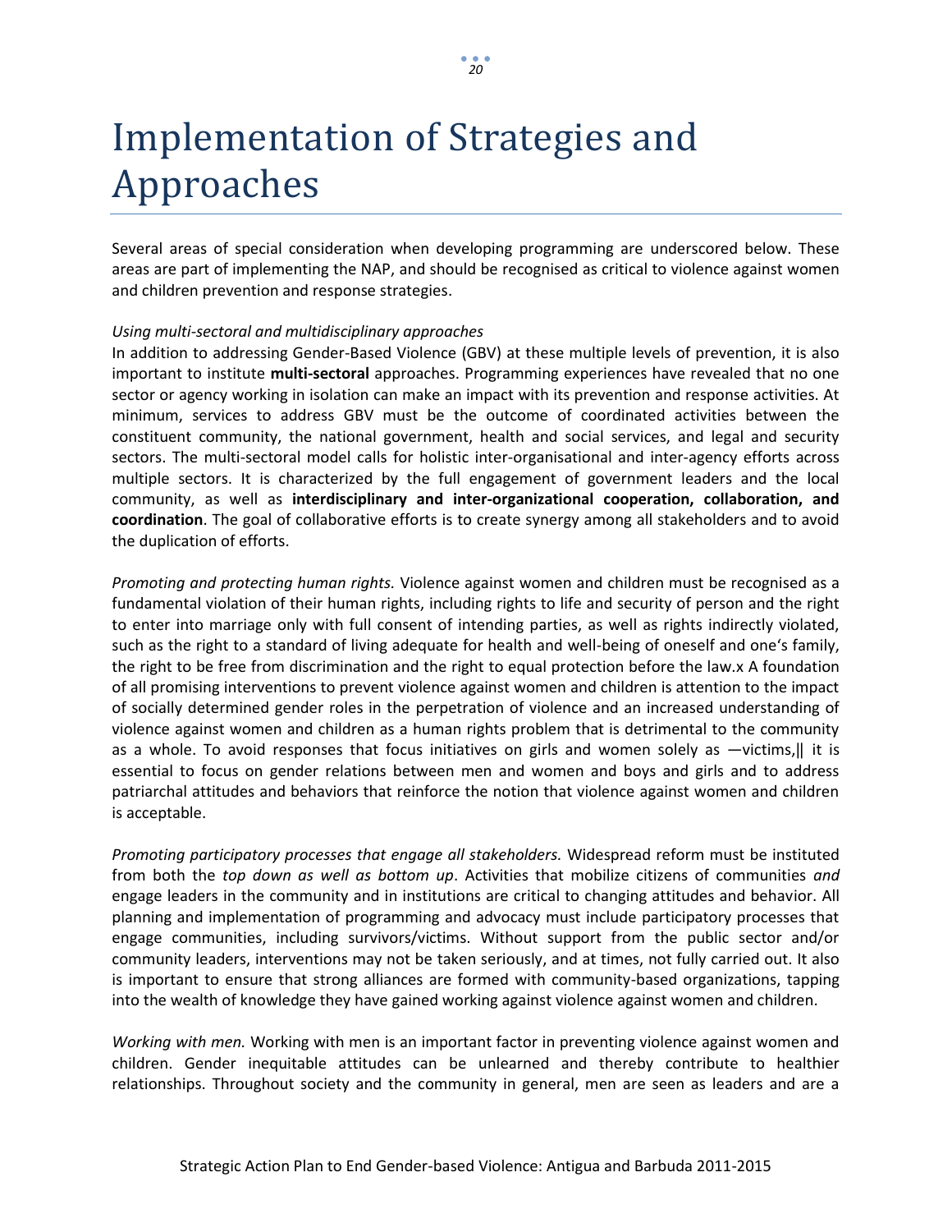# Implementation of Strategies and Approaches

Several areas of special consideration when developing programming are underscored below. These areas are part of implementing the NAP, and should be recognised as critical to violence against women and children prevention and response strategies.

*Using multi-sectoral and multidisciplinary approaches*

In addition to addressing Gender-Based Violence (GBV) at these multiple levels of prevention, it is also important to institute **multi-sectoral** approaches. Programming experiences have revealed that no one sector or agency working in isolation can make an impact with its prevention and response activities. At minimum, services to address GBV must be the outcome of coordinated activities between the constituent community, the national government, health and social services, and legal and security sectors. The multi-sectoral model calls for holistic inter-organisational and inter-agency efforts across multiple sectors. It is characterized by the full engagement of government leaders and the local community, as well as **interdisciplinary and inter-organizational cooperation, collaboration, and coordination**. The goal of collaborative efforts is to create synergy among all stakeholders and to avoid the duplication of efforts.

*Promoting and protecting human rights.* Violence against women and children must be recognised as a fundamental violation of their human rights, including rights to life and security of person and the right to enter into marriage only with full consent of intending parties, as well as rights indirectly violated, such as the right to a standard of living adequate for health and well-being of oneself and one's family, the right to be free from discrimination and the right to equal protection before the law.x A foundation of all promising interventions to prevent violence against women and children is attention to the impact of socially determined gender roles in the perpetration of violence and an increased understanding of violence against women and children as a human rights problem that is detrimental to the community as a whole. To avoid responses that focus initiatives on girls and women solely as —victims,‖ it is essential to focus on gender relations between men and women and boys and girls and to address patriarchal attitudes and behaviors that reinforce the notion that violence against women and children is acceptable.

*Promoting participatory processes that engage all stakeholders.* Widespread reform must be instituted from both the *top down as well as bottom up*. Activities that mobilize citizens of communities *and* engage leaders in the community and in institutions are critical to changing attitudes and behavior. All planning and implementation of programming and advocacy must include participatory processes that engage communities, including survivors/victims. Without support from the public sector and/or community leaders, interventions may not be taken seriously, and at times, not fully carried out. It also is important to ensure that strong alliances are formed with community-based organizations, tapping into the wealth of knowledge they have gained working against violence against women and children.

*Working with men.* Working with men is an important factor in preventing violence against women and children. Gender inequitable attitudes can be unlearned and thereby contribute to healthier relationships. Throughout society and the community in general, men are seen as leaders and are a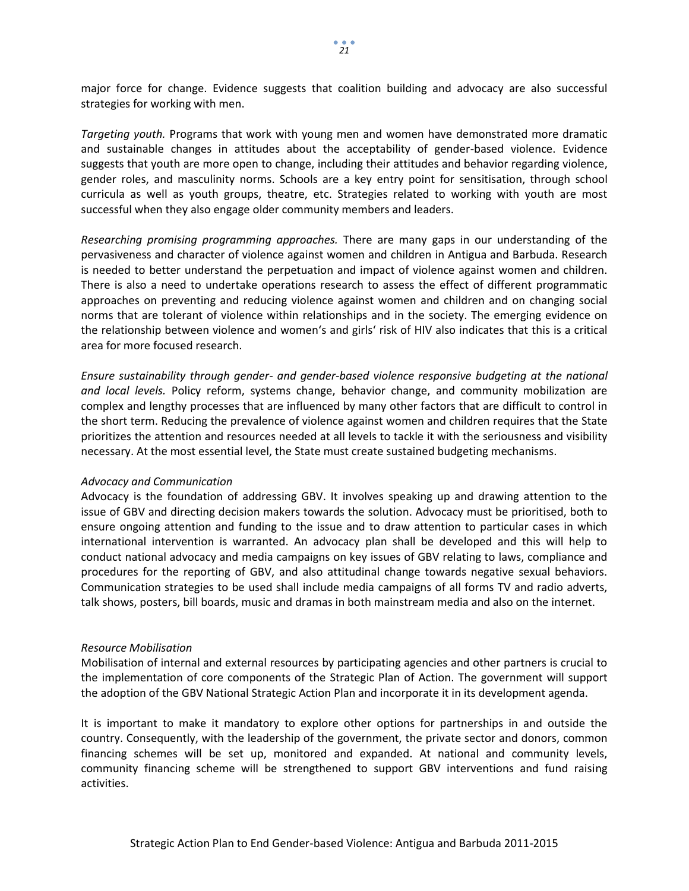major force for change. Evidence suggests that coalition building and advocacy are also successful strategies for working with men.

*Targeting youth.* Programs that work with young men and women have demonstrated more dramatic and sustainable changes in attitudes about the acceptability of gender-based violence. Evidence suggests that youth are more open to change, including their attitudes and behavior regarding violence, gender roles, and masculinity norms. Schools are a key entry point for sensitisation, through school curricula as well as youth groups, theatre, etc. Strategies related to working with youth are most successful when they also engage older community members and leaders.

*Researching promising programming approaches.* There are many gaps in our understanding of the pervasiveness and character of violence against women and children in Antigua and Barbuda. Research is needed to better understand the perpetuation and impact of violence against women and children. There is also a need to undertake operations research to assess the effect of different programmatic approaches on preventing and reducing violence against women and children and on changing social norms that are tolerant of violence within relationships and in the society. The emerging evidence on the relationship between violence and women's and girls' risk of HIV also indicates that this is a critical area for more focused research.

*Ensure sustainability through gender- and gender-based violence responsive budgeting at the national and local levels.* Policy reform, systems change, behavior change, and community mobilization are complex and lengthy processes that are influenced by many other factors that are difficult to control in the short term. Reducing the prevalence of violence against women and children requires that the State prioritizes the attention and resources needed at all levels to tackle it with the seriousness and visibility necessary. At the most essential level, the State must create sustained budgeting mechanisms.

*Advocacy and Communication*

Advocacy is the foundation of addressing GBV. It involves speaking up and drawing attention to the issue of GBV and directing decision makers towards the solution. Advocacy must be prioritised, both to ensure ongoing attention and funding to the issue and to draw attention to particular cases in which international intervention is warranted. An advocacy plan shall be developed and this will help to conduct national advocacy and media campaigns on key issues of GBV relating to laws, compliance and procedures for the reporting of GBV, and also attitudinal change towards negative sexual behaviors. Communication strategies to be used shall include media campaigns of all forms TV and radio adverts, talk shows, posters, bill boards, music and dramas in both mainstream media and also on the internet.

*Resource Mobilisation*

Mobilisation of internal and external resources by participating agencies and other partners is crucial to the implementation of core components of the Strategic Plan of Action. The government will support the adoption of the GBV National Strategic Action Plan and incorporate it in its development agenda.

It is important to make it mandatory to explore other options for partnerships in and outside the country. Consequently, with the leadership of the government, the private sector and donors, common financing schemes will be set up, monitored and expanded. At national and community levels, community financing scheme will be strengthened to support GBV interventions and fund raising activities.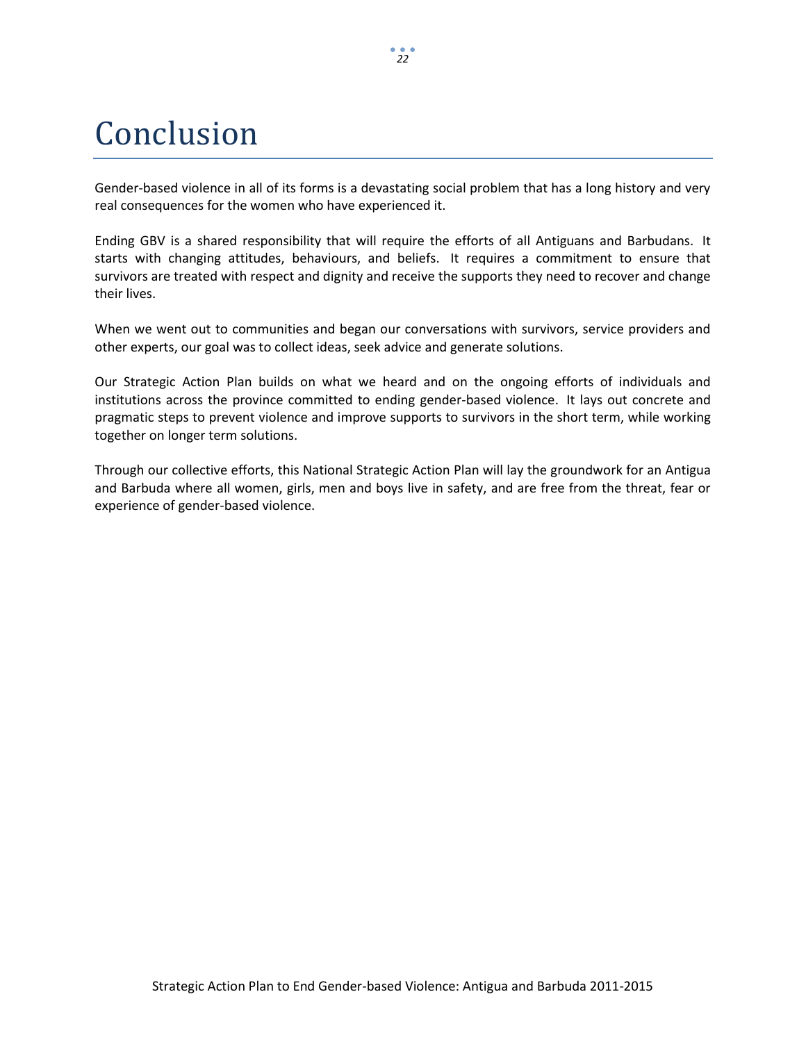# Conclusion

Gender-based violence in all of its forms is a devastating social problem that has a long history and very real consequences for the women who have experienced it.

Ending GBV is a shared responsibility that will require the efforts of all Antiguans and Barbudans. It starts with changing attitudes, behaviours, and beliefs. It requires a commitment to ensure that survivors are treated with respect and dignity and receive the supports they need to recover and change their lives.

When we went out to communities and began our conversations with survivors, service providers and other experts, our goal was to collect ideas, seek advice and generate solutions.

Our Strategic Action Plan builds on what we heard and on the ongoing efforts of individuals and institutions across the province committed to ending gender-based violence. It lays out concrete and pragmatic steps to prevent violence and improve supports to survivors in the short term, while working together on longer term solutions.

Through our collective efforts, this National Strategic Action Plan will lay the groundwork for an Antigua and Barbuda where all women, girls, men and boys live in safety, and are free from the threat, fear or experience of gender-based violence.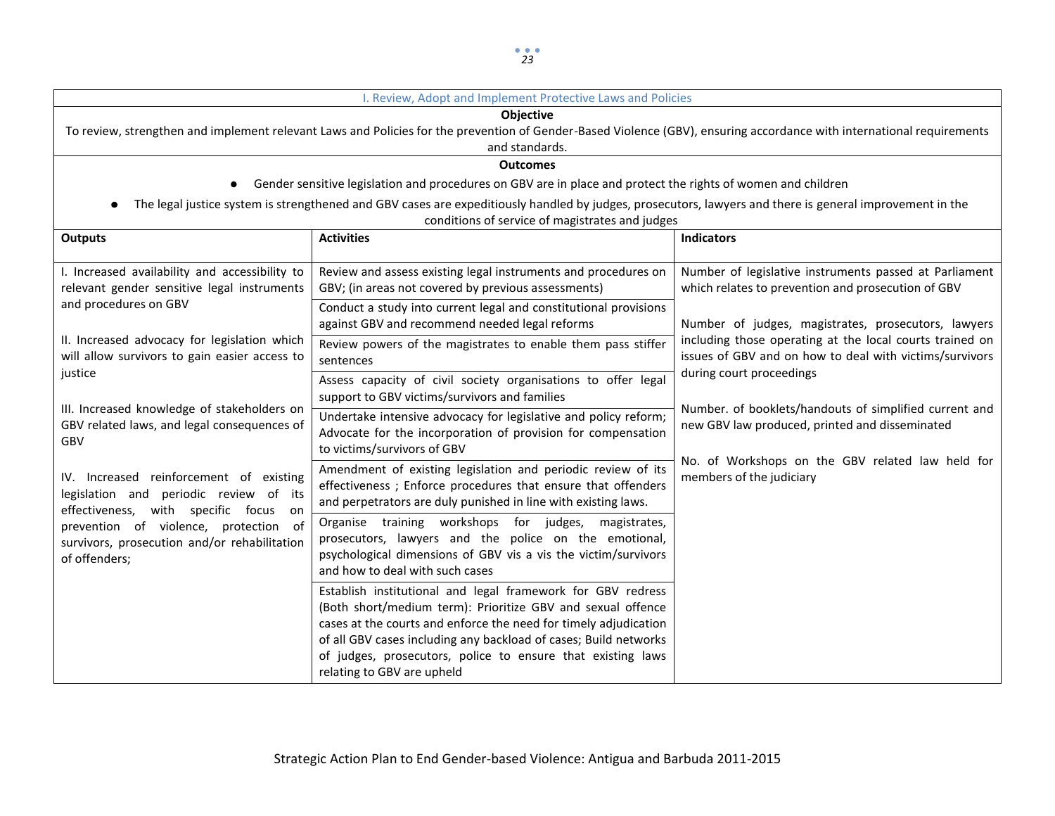## I. Review, Adopt and Implement Protective Laws and Policies

**Objective**

To review, strengthen and implement relevant Laws and Policies for the prevention of Gender-Based Violence (GBV), ensuring accordance with international requirements and standards.

**Outcomes**

- Gender sensitive legislation and procedures on GBV are in place and protect the rights of women and children
- The legal justice system is strengthened and GBV cases are expeditiously handled by judges, prosecutors, lawyers and there is general improvement in the conditions of service of magistrates and judges

| Outputs | Activities | Indicators |
|---|---|---|
| I. Increased availability and accessibility to relevant gender sensitive legal instruments and procedures on GBV<br><br>II. Increased advocacy for legislation which will allow survivors to gain easier access to justice<br><br>III. Increased knowledge of stakeholders on GBV related laws, and legal consequences of GBV<br><br>IV. Increased reinforcement of existing legislation and periodic review of its effectiveness, with specific focus on prevention of violence, protection of survivors, prosecution and/or rehabilitation of offenders; | Review and assess existing legal instruments and procedures on GBV; (in areas not covered by previous assessments) | Number of legislative instruments passed at Parliament which relates to prevention and prosecution of GBV<br><br>Number of judges, magistrates, prosecutors, lawyers including those operating at the local courts trained on issues of GBV and on how to deal with victims/survivors during court proceedings<br><br>Number. of booklets/handouts of simplified current and new GBV law produced, printed and disseminated<br><br>No. of Workshops on the GBV related law held for members of the judiciary |
| | Conduct a study into current legal and constitutional provisions against GBV and recommend needed legal reforms | |
| | Review powers of the magistrates to enable them pass stiffer sentences | |
| | Assess capacity of civil society organisations to offer legal support to GBV victims/survivors and families | |
| | Undertake intensive advocacy for legislative and policy reform; Advocate for the incorporation of provision for compensation to victims/survivors of GBV | |
| | Amendment of existing legislation and periodic review of its effectiveness ; Enforce procedures that ensure that offenders and perpetrators are duly punished in line with existing laws. | |
| | Organise training workshops for judges, magistrates, prosecutors, lawyers and the police on the emotional, psychological dimensions of GBV vis a vis the victim/survivors and how to deal with such cases | |
| | Establish institutional and legal framework for GBV redress (Both short/medium term): Prioritize GBV and sexual offence cases at the courts and enforce the need for timely adjudication of all GBV cases including any backload of cases; Build networks of judges, prosecutors, police to ensure that existing laws relating to GBV are upheld | |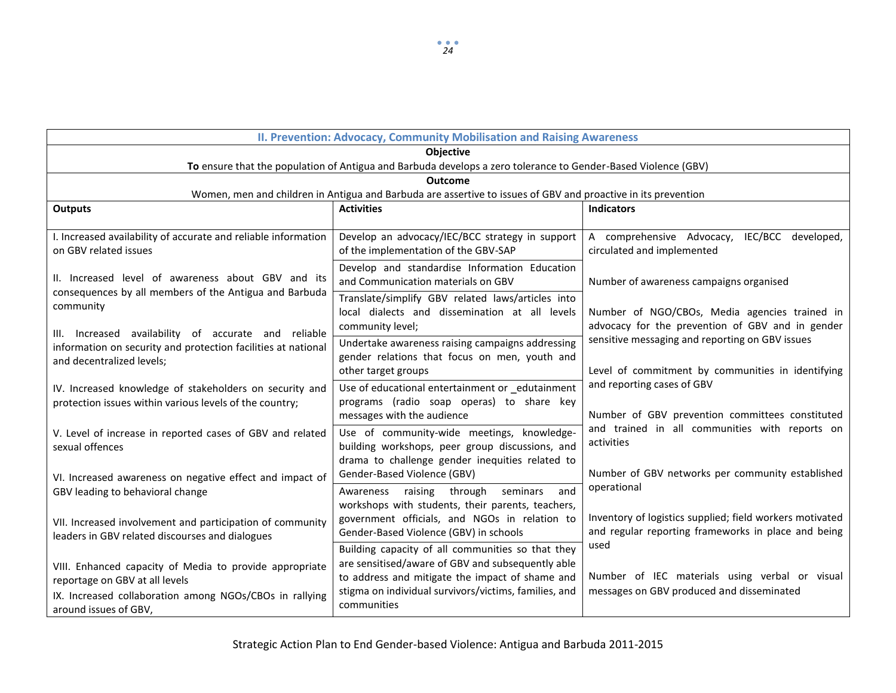| II. Prevention: Advocacy, Community Mobilisation and Raising Awareness | | |
|---|---|---|
| **Objective**<br>**To** ensure that the population of Antigua and Barbuda develops a zero tolerance to Gender-Based Violence (GBV) | | |
| **Outcome**<br>Women, men and children in Antigua and Barbuda are assertive to issues of GBV and proactive in its prevention | | |
| **Outputs** | **Activities** | **Indicators** |
| I. Increased availability of accurate and reliable information on GBV related issues<br><br>II. Increased level of awareness about GBV and its consequences by all members of the Antigua and Barbuda community<br><br>III. Increased availability of accurate and reliable information on security and protection facilities at national and decentralized levels;<br><br>IV. Increased knowledge of stakeholders on security and protection issues within various levels of the country;<br><br>V. Level of increase in reported cases of GBV and related sexual offences<br><br>VI. Increased awareness on negative effect and impact of GBV leading to behavioral change<br><br>VII. Increased involvement and participation of community leaders in GBV related discourses and dialogues<br><br>VIII. Enhanced capacity of Media to provide appropriate reportage on GBV at all levels<br>IX. Increased collaboration among NGOs/CBOs in rallying around issues of GBV, | Develop an advocacy/IEC/BCC strategy in support of the implementation of the GBV-SAP<br><br>Develop and standardise Information Education and Communication materials on GBV<br><br>Translate/simplify GBV related laws/articles into local dialects and dissemination at all levels community level;<br><br>Undertake awareness raising campaigns addressing gender relations that focus on men, youth and other target groups<br><br>Use of educational entertainment or _edutainment programs (radio soap operas) to share key messages with the audience<br><br>Use of community-wide meetings, knowledge-building workshops, peer group discussions, and drama to challenge gender inequities related to Gender-Based Violence (GBV)<br><br>Awareness raising through seminars and workshops with students, their parents, teachers, government officials, and NGOs in relation to Gender-Based Violence (GBV) in schools<br><br>Building capacity of all communities so that they are sensitised/aware of GBV and subsequently able to address and mitigate the impact of shame and stigma on individual survivors/victims, families, and communities | A comprehensive Advocacy, IEC/BCC developed, circulated and implemented<br><br>Number of awareness campaigns organised<br><br>Number of NGO/CBOs, Media agencies trained in advocacy for the prevention of GBV and in gender sensitive messaging and reporting on GBV issues<br><br>Level of commitment by communities in identifying and reporting cases of GBV<br><br>Number of GBV prevention committees constituted and trained in all communities with reports on activities<br><br>Number of GBV networks per community established operational<br><br>Inventory of logistics supplied; field workers motivated and regular reporting frameworks in place and being used<br><br>Number of IEC materials using verbal or visual messages on GBV produced and disseminated |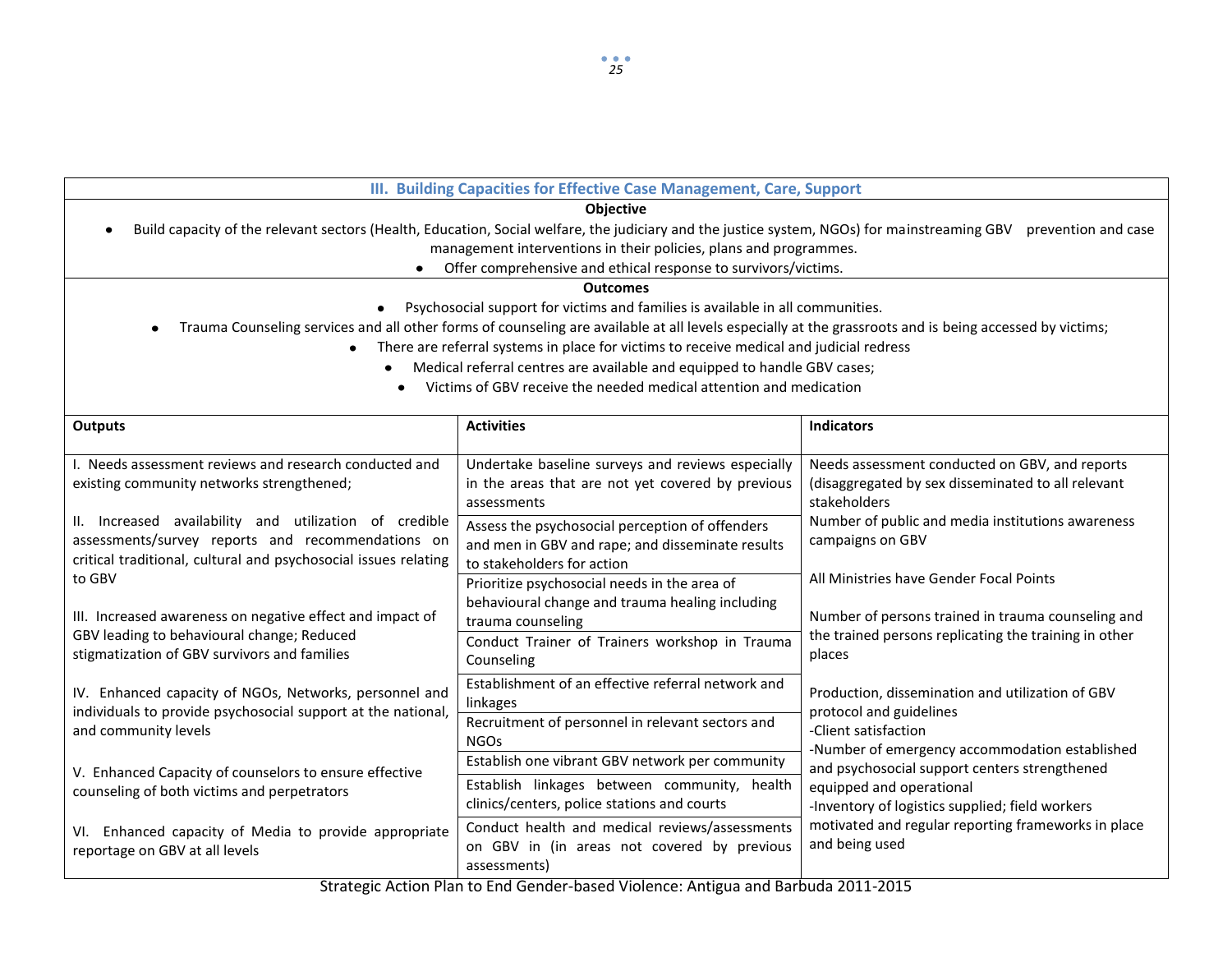### III. Building Capacities for Effective Case Management, Care, Support

**Objective**

- Build capacity of the relevant sectors (Health, Education, Social welfare, the judiciary and the justice system, NGOs) for mainstreaming GBV prevention and case management interventions in their policies, plans and programmes.
- Offer comprehensive and ethical response to survivors/victims.

**Outcomes**

- Psychosocial support for victims and families is available in all communities.
- Trauma Counseling services and all other forms of counseling are available at all levels especially at the grassroots and is being accessed by victims;
- There are referral systems in place for victims to receive medical and judicial redress
- Medical referral centres are available and equipped to handle GBV cases;
- Victims of GBV receive the needed medical attention and medication

| Outputs | Activities | Indicators |
|---|---|---|
| I. Needs assessment reviews and research conducted and existing community networks strengthened; | Undertake baseline surveys and reviews especially in the areas that are not yet covered by previous assessments | Needs assessment conducted on GBV, and reports (disaggregated by sex disseminated to all relevant stakeholders |
| II. Increased availability and utilization of credible assessments/survey reports and recommendations on critical traditional, cultural and psychosocial issues relating to GBV | Assess the psychosocial perception of offenders and men in GBV and rape; and disseminate results to stakeholders for action | Number of public and media institutions awareness campaigns on GBV |
| | Prioritize psychosocial needs in the area of behavioural change and trauma healing including trauma counseling | All Ministries have Gender Focal Points |
| III. Increased awareness on negative effect and impact of GBV leading to behavioural change; Reduced stigmatization of GBV survivors and families | Conduct Trainer of Trainers workshop in Trauma Counseling | Number of persons trained in trauma counseling and the trained persons replicating the training in other places |
| IV. Enhanced capacity of NGOs, Networks, personnel and individuals to provide psychosocial support at the national, and community levels | Establishment of an effective referral network and linkages | Production, dissemination and utilization of GBV protocol and guidelines |
| | Recruitment of personnel in relevant sectors and NGOs | -Client satisfaction |
| V. Enhanced Capacity of counselors to ensure effective counseling of both victims and perpetrators | Establish one vibrant GBV network per community | -Number of emergency accommodation established and psychosocial support centers strengthened equipped and operational |
| | Establish linkages between community, health clinics/centers, police stations and courts | -Inventory of logistics supplied; field workers motivated and regular reporting frameworks in place and being used |
| VI. Enhanced capacity of Media to provide appropriate reportage on GBV at all levels | Conduct health and medical reviews/assessments on GBV in (in areas not covered by previous assessments) | |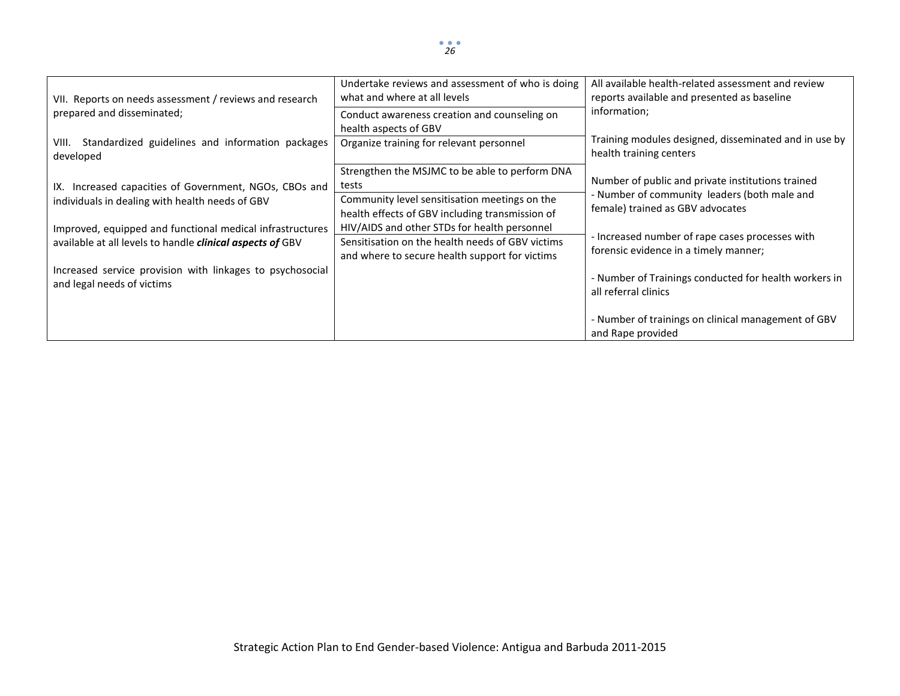| | | |
|---|---|---|
| VII. Reports on needs assessment / reviews and research prepared and disseminated;<br><br>VIII. Standardized guidelines and information packages developed<br><br>IX. Increased capacities of Government, NGOs, CBOs and individuals in dealing with health needs of GBV<br><br>Improved, equipped and functional medical infrastructures available at all levels to handle ***clinical aspects of*** GBV<br><br>Increased service provision with linkages to psychosocial and legal needs of victims | Undertake reviews and assessment of who is doing what and where at all levels<br><br>Conduct awareness creation and counseling on health aspects of GBV<br><br>Organize training for relevant personnel<br><br>Strengthen the MSJMC to be able to perform DNA tests<br><br>Community level sensitisation meetings on the health effects of GBV including transmission of HIV/AIDS and other STDs for health personnel<br><br>Sensitisation on the health needs of GBV victims and where to secure health support for victims | All available health-related assessment and review reports available and presented as baseline information;<br><br>Training modules designed, disseminated and in use by health training centers<br><br>Number of public and private institutions trained<br>- Number of community leaders (both male and female) trained as GBV advocates<br><br>- Increased number of rape cases processes with forensic evidence in a timely manner;<br><br>- Number of Trainings conducted for health workers in all referral clinics<br><br>- Number of trainings on clinical management of GBV and Rape provided |